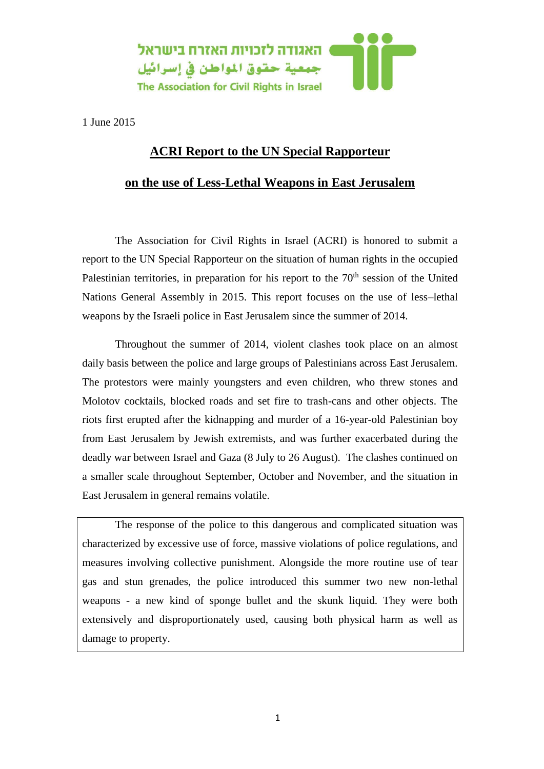האגודה לזכויות האזרח בישראל
جمعية حقوق المواطن في إسرائيل
The Association for Civil Rights in Israel

1 June 2015

# ACRI Report to the UN Special Rapporteur

# on the use of Less-Lethal Weapons in East Jerusalem

The Association for Civil Rights in Israel (ACRI) is honored to submit a report to the UN Special Rapporteur on the situation of human rights in the occupied Palestinian territories, in preparation for his report to the 70th session of the United Nations General Assembly in 2015. This report focuses on the use of less–lethal weapons by the Israeli police in East Jerusalem since the summer of 2014.

Throughout the summer of 2014, violent clashes took place on an almost daily basis between the police and large groups of Palestinians across East Jerusalem. The protestors were mainly youngsters and even children, who threw stones and Molotov cocktails, blocked roads and set fire to trash-cans and other objects. The riots first erupted after the kidnapping and murder of a 16-year-old Palestinian boy from East Jerusalem by Jewish extremists, and was further exacerbated during the deadly war between Israel and Gaza (8 July to 26 August). The clashes continued on a smaller scale throughout September, October and November, and the situation in East Jerusalem in general remains volatile.

> The response of the police to this dangerous and complicated situation was characterized by excessive use of force, massive violations of police regulations, and measures involving collective punishment. Alongside the more routine use of tear gas and stun grenades, the police introduced this summer two new non-lethal weapons - a new kind of sponge bullet and the skunk liquid. They were both extensively and disproportionately used, causing both physical harm as well as damage to property.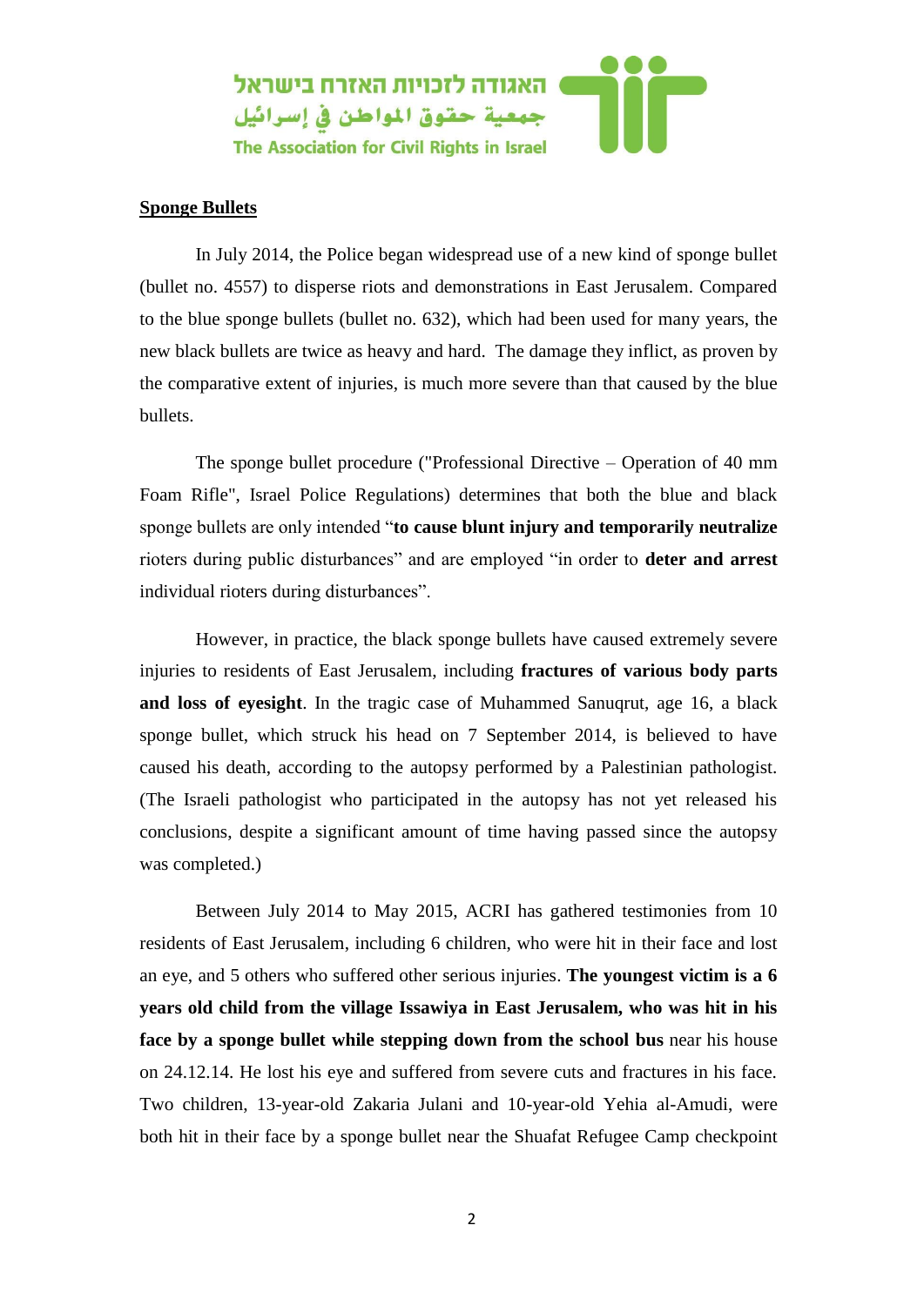**Sponge Bullets**

In July 2014, the Police began widespread use of a new kind of sponge bullet (bullet no. 4557) to disperse riots and demonstrations in East Jerusalem. Compared to the blue sponge bullets (bullet no. 632), which had been used for many years, the new black bullets are twice as heavy and hard. The damage they inflict, as proven by the comparative extent of injuries, is much more severe than that caused by the blue bullets.

The sponge bullet procedure ("Professional Directive – Operation of 40 mm Foam Rifle", Israel Police Regulations) determines that both the blue and black sponge bullets are only intended "**to cause blunt injury and temporarily neutralize** rioters during public disturbances" and are employed "in order to **deter and arrest** individual rioters during disturbances".

However, in practice, the black sponge bullets have caused extremely severe injuries to residents of East Jerusalem, including **fractures of various body parts and loss of eyesight**. In the tragic case of Muhammed Sanuqrut, age 16, a black sponge bullet, which struck his head on 7 September 2014, is believed to have caused his death, according to the autopsy performed by a Palestinian pathologist. (The Israeli pathologist who participated in the autopsy has not yet released his conclusions, despite a significant amount of time having passed since the autopsy was completed.)

Between July 2014 to May 2015, ACRI has gathered testimonies from 10 residents of East Jerusalem, including 6 children, who were hit in their face and lost an eye, and 5 others who suffered other serious injuries. **The youngest victim is a 6 years old child from the village Issawiya in East Jerusalem, who was hit in his face by a sponge bullet while stepping down from the school bus** near his house on 24.12.14. He lost his eye and suffered from severe cuts and fractures in his face. Two children, 13-year-old Zakaria Julani and 10-year-old Yehia al-Amudi, were both hit in their face by a sponge bullet near the Shuafat Refugee Camp checkpoint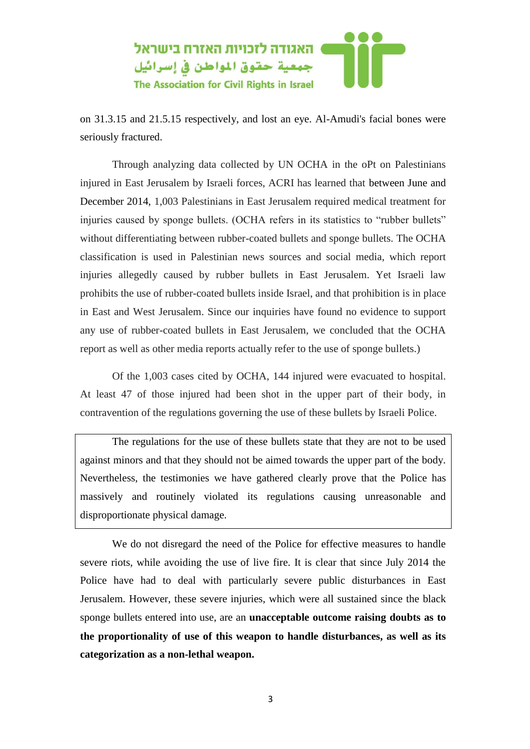on 31.3.15 and 21.5.15 respectively, and lost an eye. Al-Amudi's facial bones were seriously fractured.

Through analyzing data collected by UN OCHA in the oPt on Palestinians injured in East Jerusalem by Israeli forces, ACRI has learned that between June and December 2014, 1,003 Palestinians in East Jerusalem required medical treatment for injuries caused by sponge bullets. (OCHA refers in its statistics to "rubber bullets" without differentiating between rubber-coated bullets and sponge bullets. The OCHA classification is used in Palestinian news sources and social media, which report injuries allegedly caused by rubber bullets in East Jerusalem. Yet Israeli law prohibits the use of rubber-coated bullets inside Israel, and that prohibition is in place in East and West Jerusalem. Since our inquiries have found no evidence to support any use of rubber-coated bullets in East Jerusalem, we concluded that the OCHA report as well as other media reports actually refer to the use of sponge bullets.)

Of the 1,003 cases cited by OCHA, 144 injured were evacuated to hospital. At least 47 of those injured had been shot in the upper part of their body, in contravention of the regulations governing the use of these bullets by Israeli Police.

> The regulations for the use of these bullets state that they are not to be used against minors and that they should not be aimed towards the upper part of the body. Nevertheless, the testimonies we have gathered clearly prove that the Police has massively and routinely violated its regulations causing unreasonable and disproportionate physical damage.

We do not disregard the need of the Police for effective measures to handle severe riots, while avoiding the use of live fire. It is clear that since July 2014 the Police have had to deal with particularly severe public disturbances in East Jerusalem. However, these severe injuries, which were all sustained since the black sponge bullets entered into use, are an **unacceptable outcome raising doubts as to the proportionality of use of this weapon to handle disturbances, as well as its categorization as a non-lethal weapon.**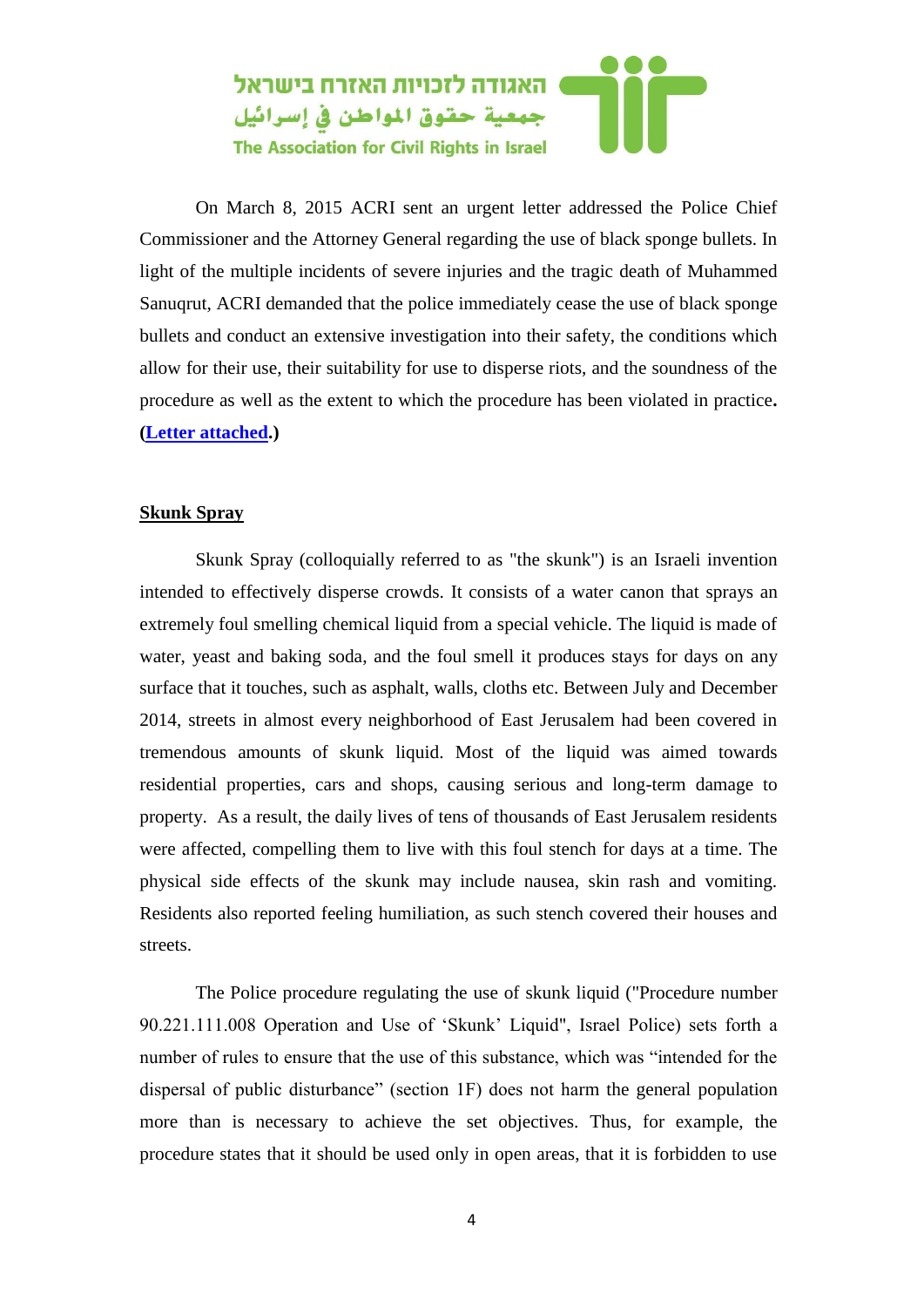On March 8, 2015 ACRI sent an urgent letter addressed the Police Chief Commissioner and the Attorney General regarding the use of black sponge bullets. In light of the multiple incidents of severe injuries and the tragic death of Muhammed Sanuqrut, ACRI demanded that the police immediately cease the use of black sponge bullets and conduct an extensive investigation into their safety, the conditions which allow for their use, their suitability for use to disperse riots, and the soundness of the procedure as well as the extent to which the procedure has been violated in practice**.** **(Letter attached.)**

## Skunk Spray

Skunk Spray (colloquially referred to as "the skunk") is an Israeli invention intended to effectively disperse crowds. It consists of a water canon that sprays an extremely foul smelling chemical liquid from a special vehicle. The liquid is made of water, yeast and baking soda, and the foul smell it produces stays for days on any surface that it touches, such as asphalt, walls, cloths etc. Between July and December 2014, streets in almost every neighborhood of East Jerusalem had been covered in tremendous amounts of skunk liquid. Most of the liquid was aimed towards residential properties, cars and shops, causing serious and long-term damage to property. As a result, the daily lives of tens of thousands of East Jerusalem residents were affected, compelling them to live with this foul stench for days at a time. The physical side effects of the skunk may include nausea, skin rash and vomiting. Residents also reported feeling humiliation, as such stench covered their houses and streets.

The Police procedure regulating the use of skunk liquid ("Procedure number 90.221.111.008 Operation and Use of 'Skunk' Liquid", Israel Police) sets forth a number of rules to ensure that the use of this substance, which was "intended for the dispersal of public disturbance" (section 1F) does not harm the general population more than is necessary to achieve the set objectives. Thus, for example, the procedure states that it should be used only in open areas, that it is forbidden to use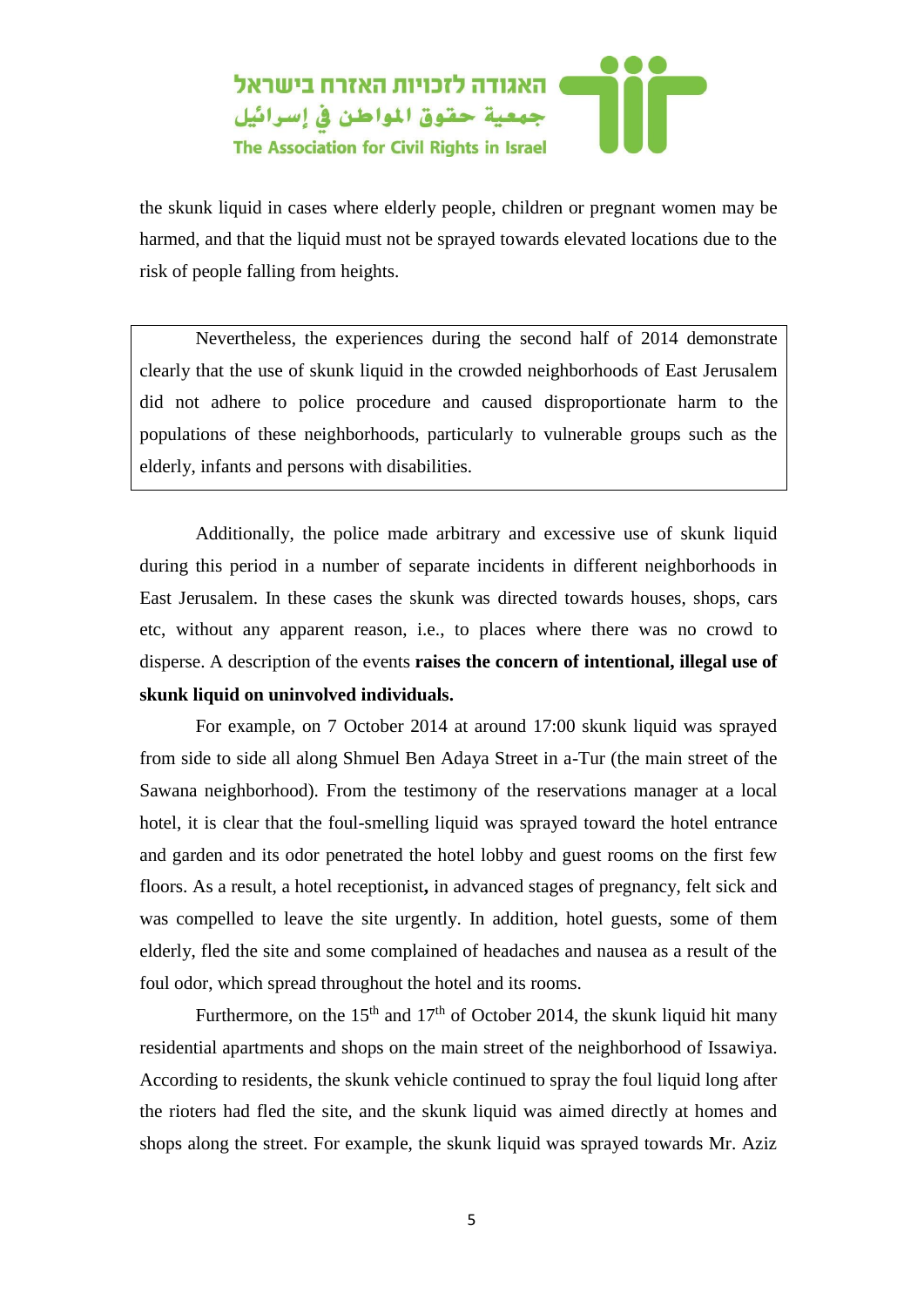the skunk liquid in cases where elderly people, children or pregnant women may be harmed, and that the liquid must not be sprayed towards elevated locations due to the risk of people falling from heights.

> Nevertheless, the experiences during the second half of 2014 demonstrate clearly that the use of skunk liquid in the crowded neighborhoods of East Jerusalem did not adhere to police procedure and caused disproportionate harm to the populations of these neighborhoods, particularly to vulnerable groups such as the elderly, infants and persons with disabilities.

Additionally, the police made arbitrary and excessive use of skunk liquid during this period in a number of separate incidents in different neighborhoods in East Jerusalem. In these cases the skunk was directed towards houses, shops, cars etc, without any apparent reason, i.e., to places where there was no crowd to disperse. A description of the events **raises the concern of intentional, illegal use of skunk liquid on uninvolved individuals.**

For example, on 7 October 2014 at around 17:00 skunk liquid was sprayed from side to side all along Shmuel Ben Adaya Street in a-Tur (the main street of the Sawana neighborhood). From the testimony of the reservations manager at a local hotel, it is clear that the foul-smelling liquid was sprayed toward the hotel entrance and garden and its odor penetrated the hotel lobby and guest rooms on the first few floors. As a result, a hotel receptionist**,** in advanced stages of pregnancy, felt sick and was compelled to leave the site urgently. In addition, hotel guests, some of them elderly, fled the site and some complained of headaches and nausea as a result of the foul odor, which spread throughout the hotel and its rooms.

Furthermore, on the 15th and 17th of October 2014, the skunk liquid hit many residential apartments and shops on the main street of the neighborhood of Issawiya. According to residents, the skunk vehicle continued to spray the foul liquid long after the rioters had fled the site, and the skunk liquid was aimed directly at homes and shops along the street. For example, the skunk liquid was sprayed towards Mr. Aziz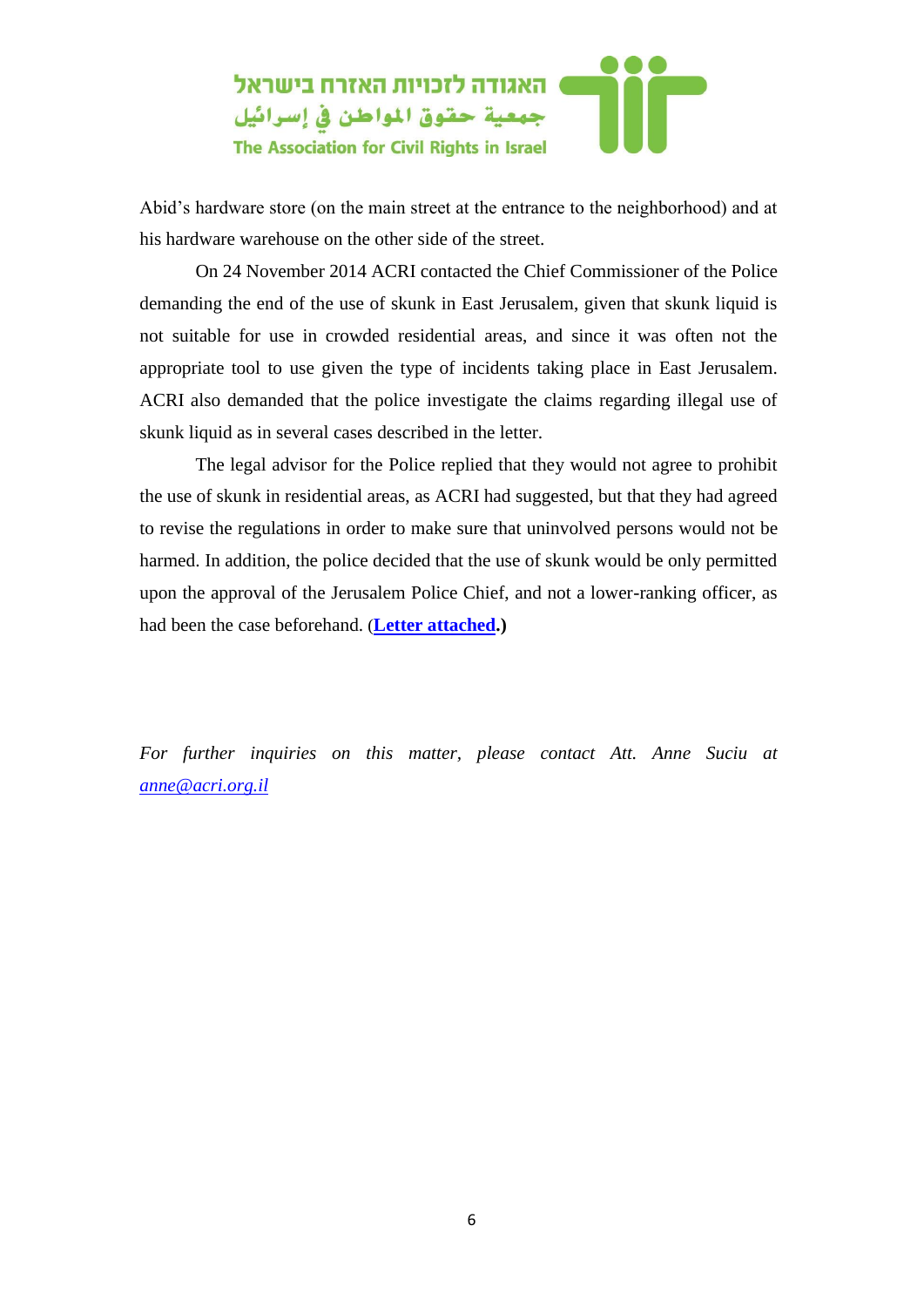Abid's hardware store (on the main street at the entrance to the neighborhood) and at his hardware warehouse on the other side of the street.

On 24 November 2014 ACRI contacted the Chief Commissioner of the Police demanding the end of the use of skunk in East Jerusalem, given that skunk liquid is not suitable for use in crowded residential areas, and since it was often not the appropriate tool to use given the type of incidents taking place in East Jerusalem. ACRI also demanded that the police investigate the claims regarding illegal use of skunk liquid as in several cases described in the letter.

The legal advisor for the Police replied that they would not agree to prohibit the use of skunk in residential areas, as ACRI had suggested, but that they had agreed to revise the regulations in order to make sure that uninvolved persons would not be harmed. In addition, the police decided that the use of skunk would be only permitted upon the approval of the Jerusalem Police Chief, and not a lower-ranking officer, as had been the case beforehand. (**Letter attached.)**

*For further inquiries on this matter, please contact Att. Anne Suciu at anne@acri.org.il*